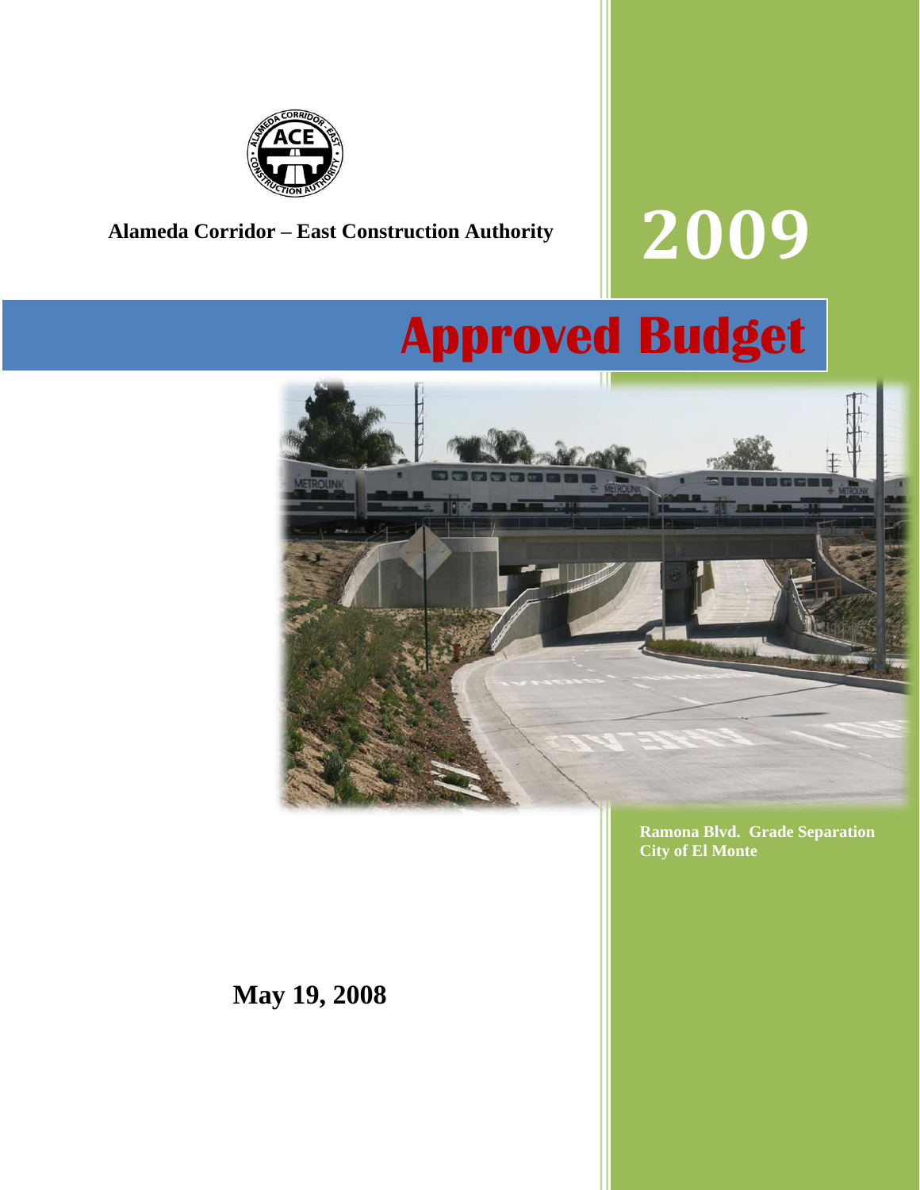Alameda Corridor – East Construction Authority

# 2009

# Approved Budget

Ramona Blvd. Grade Separation
City of El Monte

**May 19, 2008**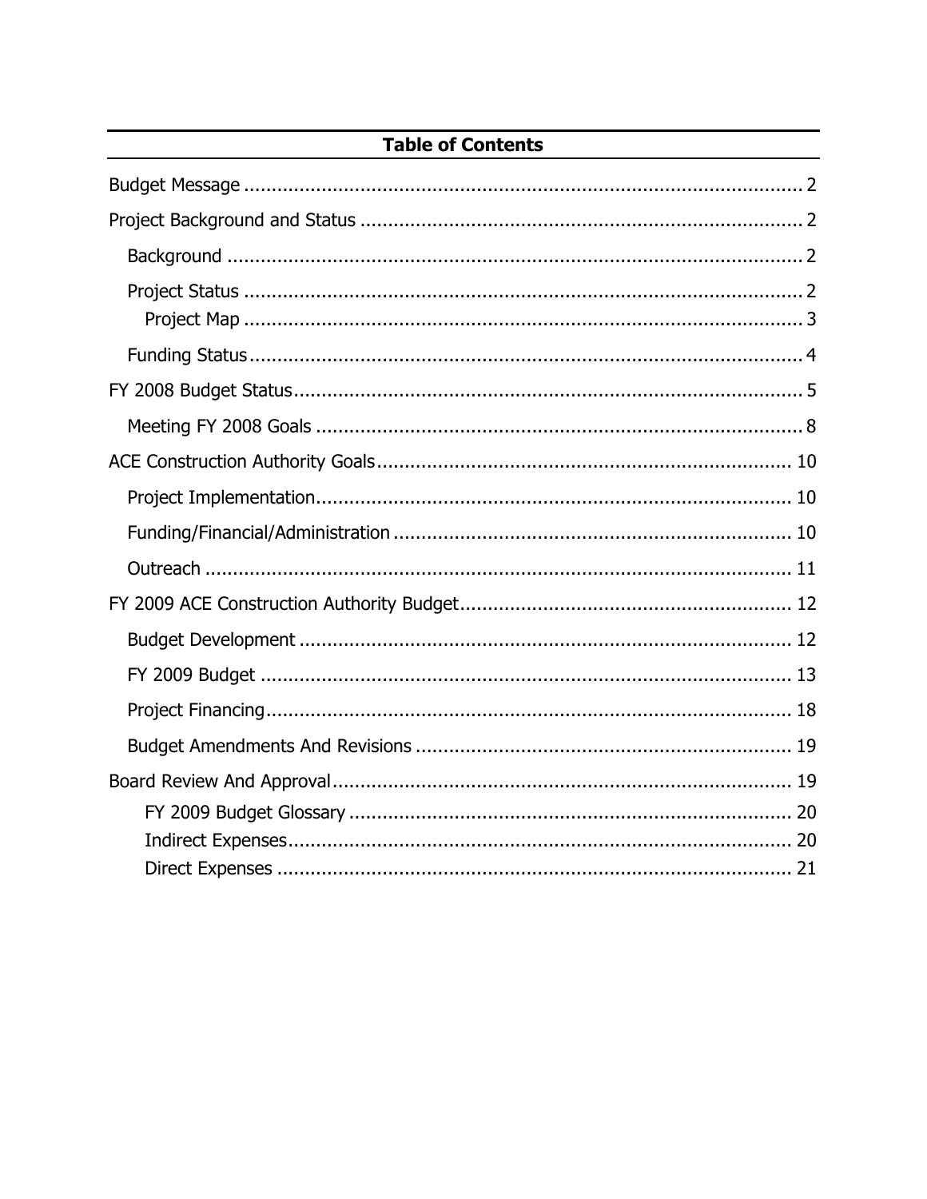# Table of Contents

- Budget Message ..... 2
- Project Background and Status ..... 2
  - Background ..... 2
  - Project Status ..... 2
    - Project Map ..... 3
  - Funding Status ..... 4
- FY 2008 Budget Status ..... 5
  - Meeting FY 2008 Goals ..... 8
- ACE Construction Authority Goals ..... 10
  - Project Implementation ..... 10
  - Funding/Financial/Administration ..... 10
  - Outreach ..... 11
- FY 2009 ACE Construction Authority Budget ..... 12
  - Budget Development ..... 12
  - FY 2009 Budget ..... 13
  - Project Financing ..... 18
  - Budget Amendments And Revisions ..... 19
- Board Review And Approval ..... 19
    - FY 2009 Budget Glossary ..... 20
    - Indirect Expenses ..... 20
    - Direct Expenses ..... 21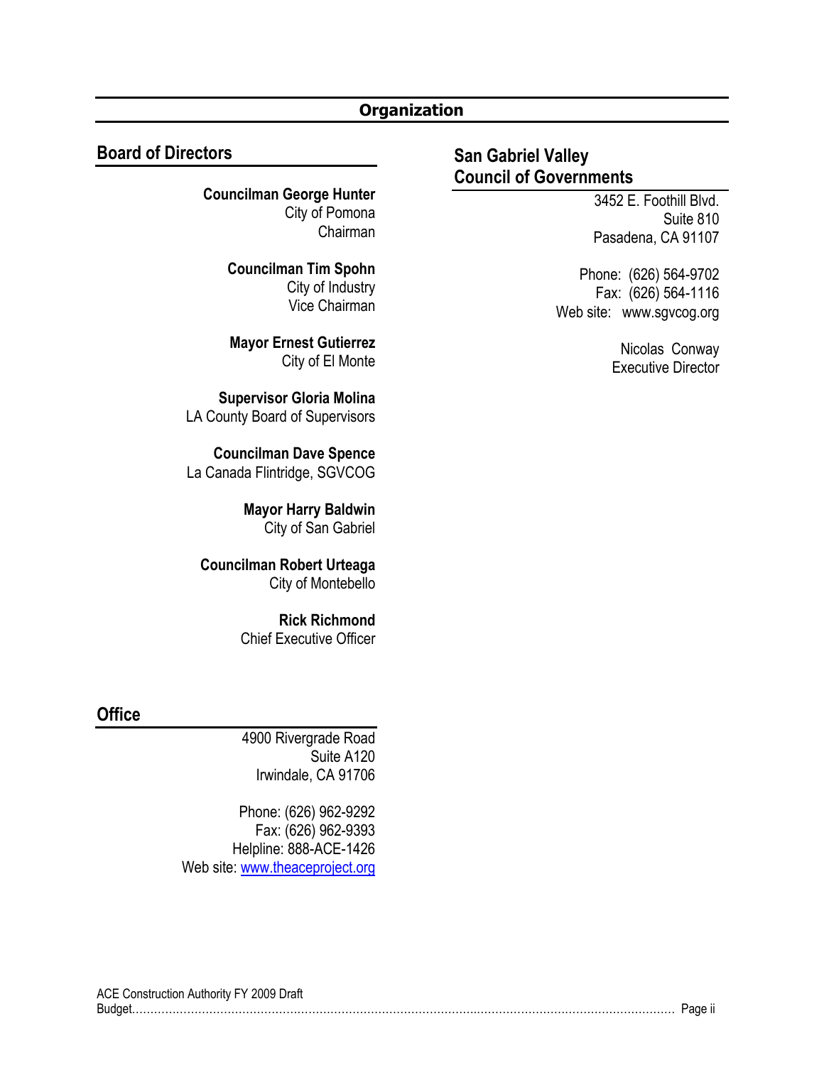# Organization

## Board of Directors

**Councilman George Hunter**
City of Pomona
Chairman

**Councilman Tim Spohn**
City of Industry
Vice Chairman

**Mayor Ernest Gutierrez**
City of El Monte

**Supervisor Gloria Molina**
LA County Board of Supervisors

**Councilman Dave Spence**
La Canada Flintridge, SGVCOG

**Mayor Harry Baldwin**
City of San Gabriel

**Councilman Robert Urteaga**
City of Montebello

**Rick Richmond**
Chief Executive Officer

## Office

4900 Rivergrade Road
Suite A120
Irwindale, CA 91706

Phone: (626) 962-9292
Fax: (626) 962-9393
Helpline: 888-ACE-1426
Web site: www.theaceproject.org

## San Gabriel Valley Council of Governments

3452 E. Foothill Blvd.
Suite 810
Pasadena, CA 91107

Phone: (626) 564-9702
Fax: (626) 564-1116
Web site: www.sgvcog.org

Nicolas Conway
Executive Director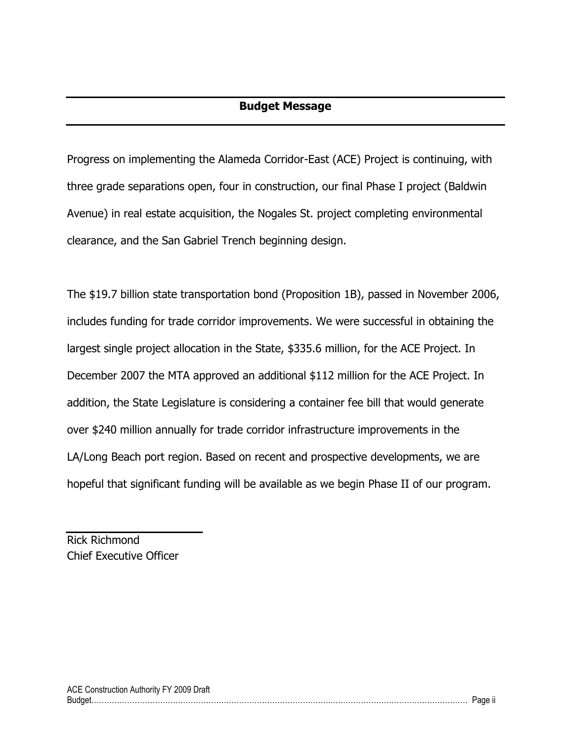## Budget Message

Progress on implementing the Alameda Corridor-East (ACE) Project is continuing, with three grade separations open, four in construction, our final Phase I project (Baldwin Avenue) in real estate acquisition, the Nogales St. project completing environmental clearance, and the San Gabriel Trench beginning design.

The $19.7 billion state transportation bond (Proposition 1B), passed in November 2006, includes funding for trade corridor improvements. We were successful in obtaining the largest single project allocation in the State, $335.6 million, for the ACE Project. In December 2007 the MTA approved an additional $112 million for the ACE Project. In addition, the State Legislature is considering a container fee bill that would generate over $240 million annually for trade corridor infrastructure improvements in the LA/Long Beach port region. Based on recent and prospective developments, we are hopeful that significant funding will be available as we begin Phase II of our program.

Rick Richmond
Chief Executive Officer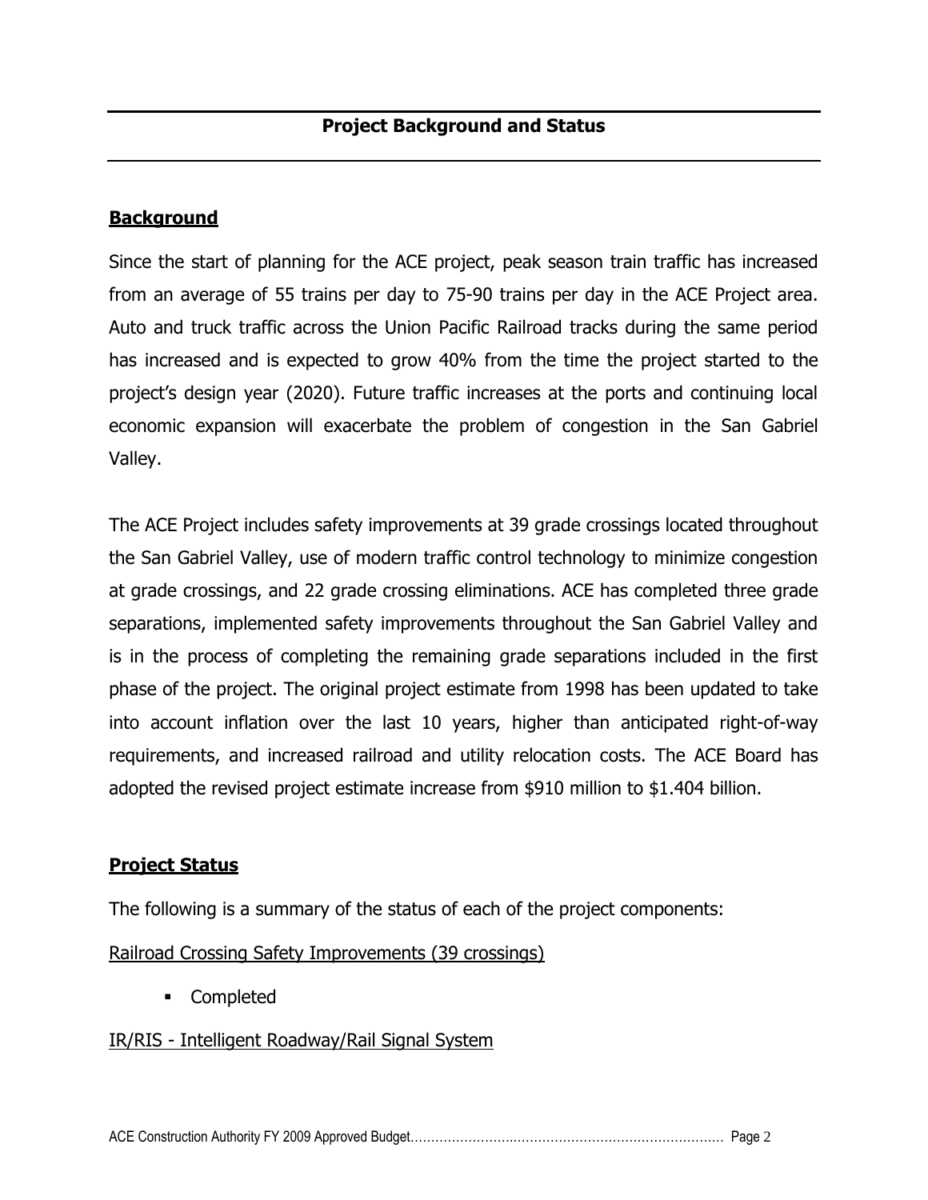## Project Background and Status

### Background

Since the start of planning for the ACE project, peak season train traffic has increased from an average of 55 trains per day to 75-90 trains per day in the ACE Project area. Auto and truck traffic across the Union Pacific Railroad tracks during the same period has increased and is expected to grow 40% from the time the project started to the project's design year (2020). Future traffic increases at the ports and continuing local economic expansion will exacerbate the problem of congestion in the San Gabriel Valley.

The ACE Project includes safety improvements at 39 grade crossings located throughout the San Gabriel Valley, use of modern traffic control technology to minimize congestion at grade crossings, and 22 grade crossing eliminations. ACE has completed three grade separations, implemented safety improvements throughout the San Gabriel Valley and is in the process of completing the remaining grade separations included in the first phase of the project. The original project estimate from 1998 has been updated to take into account inflation over the last 10 years, higher than anticipated right-of-way requirements, and increased railroad and utility relocation costs. The ACE Board has adopted the revised project estimate increase from $910 million to $1.404 billion.

### Project Status

The following is a summary of the status of each of the project components:

Railroad Crossing Safety Improvements (39 crossings)

- Completed

IR/RIS - Intelligent Roadway/Rail Signal System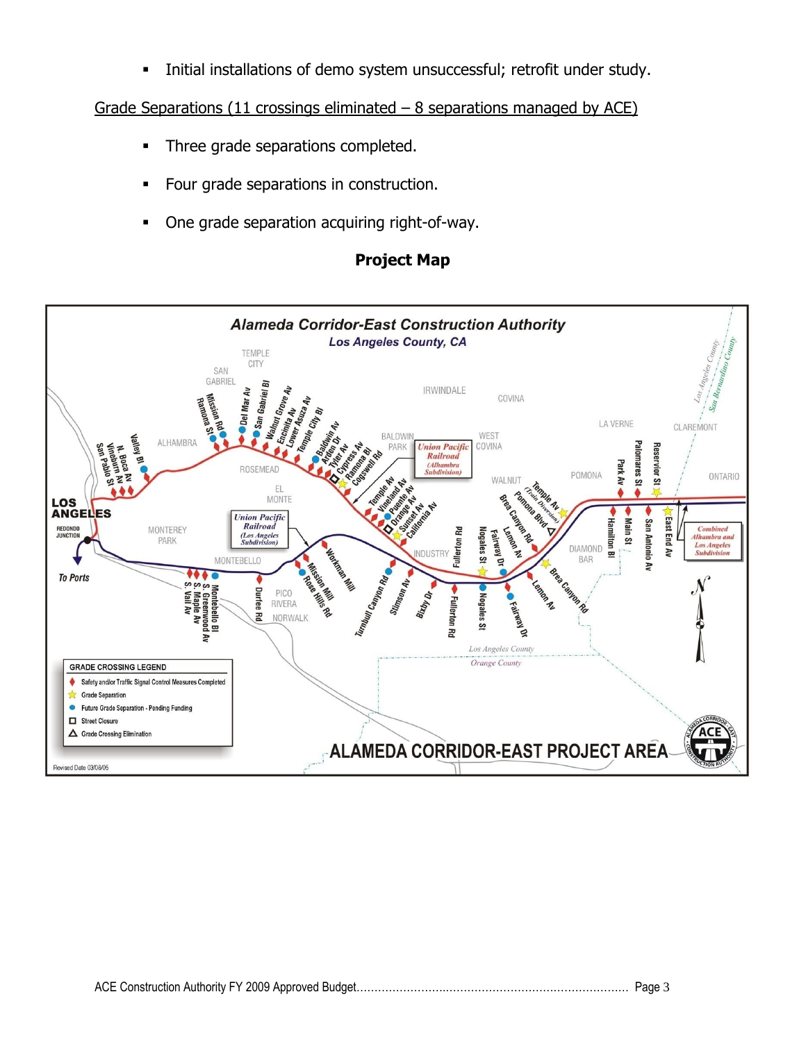- Initial installations of demo system unsuccessful; retrofit under study.

Grade Separations (11 crossings eliminated – 8 separations managed by ACE)

- Three grade separations completed.
- Four grade separations in construction.
- One grade separation acquiring right-of-way.

**Project Map**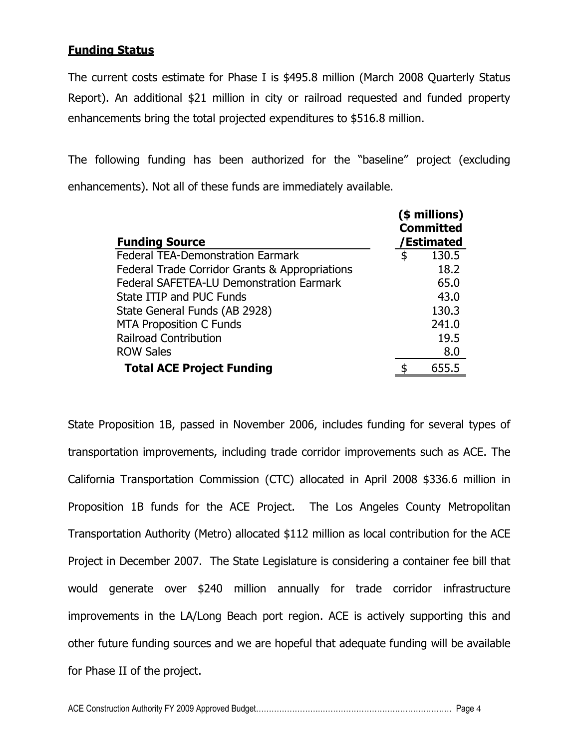**Funding Status**

The current costs estimate for Phase I is $495.8 million (March 2008 Quarterly Status Report). An additional $21 million in city or railroad requested and funded property enhancements bring the total projected expenditures to $516.8 million.

The following funding has been authorized for the "baseline" project (excluding enhancements). Not all of these funds are immediately available.

| Funding Source | ($ millions) Committed /Estimated |
|---|---|
| Federal TEA-Demonstration Earmark | $ 130.5 |
| Federal Trade Corridor Grants & Appropriations | 18.2 |
| Federal SAFETEA-LU Demonstration Earmark | 65.0 |
| State ITIP and PUC Funds | 43.0 |
| State General Funds (AB 2928) | 130.3 |
| MTA Proposition C Funds | 241.0 |
| Railroad Contribution | 19.5 |
| ROW Sales | 8.0 |
| **Total ACE Project Funding** | $ 655.5 |

State Proposition 1B, passed in November 2006, includes funding for several types of transportation improvements, including trade corridor improvements such as ACE. The California Transportation Commission (CTC) allocated in April 2008 $336.6 million in Proposition 1B funds for the ACE Project. The Los Angeles County Metropolitan Transportation Authority (Metro) allocated $112 million as local contribution for the ACE Project in December 2007. The State Legislature is considering a container fee bill that would generate over $240 million annually for trade corridor infrastructure improvements in the LA/Long Beach port region. ACE is actively supporting this and other future funding sources and we are hopeful that adequate funding will be available for Phase II of the project.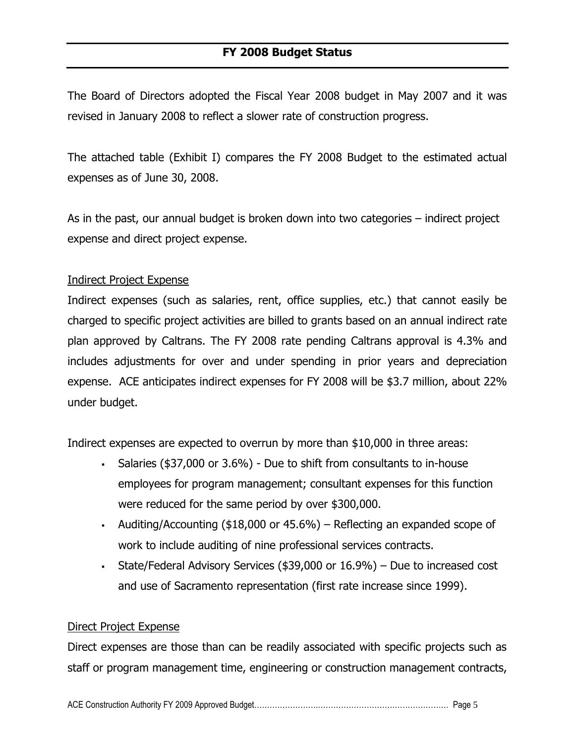## FY 2008 Budget Status

The Board of Directors adopted the Fiscal Year 2008 budget in May 2007 and it was revised in January 2008 to reflect a slower rate of construction progress.

The attached table (Exhibit I) compares the FY 2008 Budget to the estimated actual expenses as of June 30, 2008.

As in the past, our annual budget is broken down into two categories – indirect project expense and direct project expense.

Indirect Project Expense

Indirect expenses (such as salaries, rent, office supplies, etc.) that cannot easily be charged to specific project activities are billed to grants based on an annual indirect rate plan approved by Caltrans. The FY 2008 rate pending Caltrans approval is 4.3% and includes adjustments for over and under spending in prior years and depreciation expense. ACE anticipates indirect expenses for FY 2008 will be $3.7 million, about 22% under budget.

Indirect expenses are expected to overrun by more than $10,000 in three areas:

- Salaries ($37,000 or 3.6%) - Due to shift from consultants to in-house employees for program management; consultant expenses for this function were reduced for the same period by over $300,000.
- Auditing/Accounting ($18,000 or 45.6%) – Reflecting an expanded scope of work to include auditing of nine professional services contracts.
- State/Federal Advisory Services ($39,000 or 16.9%) – Due to increased cost and use of Sacramento representation (first rate increase since 1999).

Direct Project Expense

Direct expenses are those than can be readily associated with specific projects such as staff or program management time, engineering or construction management contracts,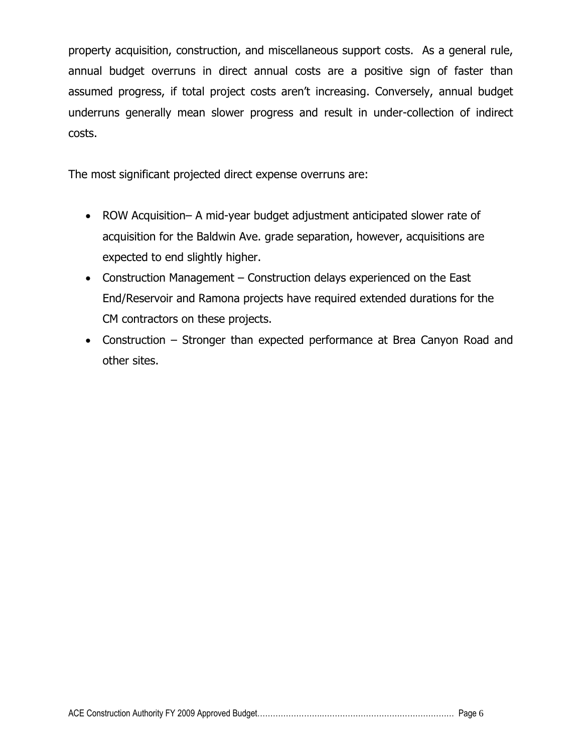property acquisition, construction, and miscellaneous support costs. As a general rule, annual budget overruns in direct annual costs are a positive sign of faster than assumed progress, if total project costs aren't increasing. Conversely, annual budget underruns generally mean slower progress and result in under-collection of indirect costs.

The most significant projected direct expense overruns are:

- ROW Acquisition– A mid-year budget adjustment anticipated slower rate of acquisition for the Baldwin Ave. grade separation, however, acquisitions are expected to end slightly higher.
- Construction Management – Construction delays experienced on the East End/Reservoir and Ramona projects have required extended durations for the CM contractors on these projects.
- Construction – Stronger than expected performance at Brea Canyon Road and other sites.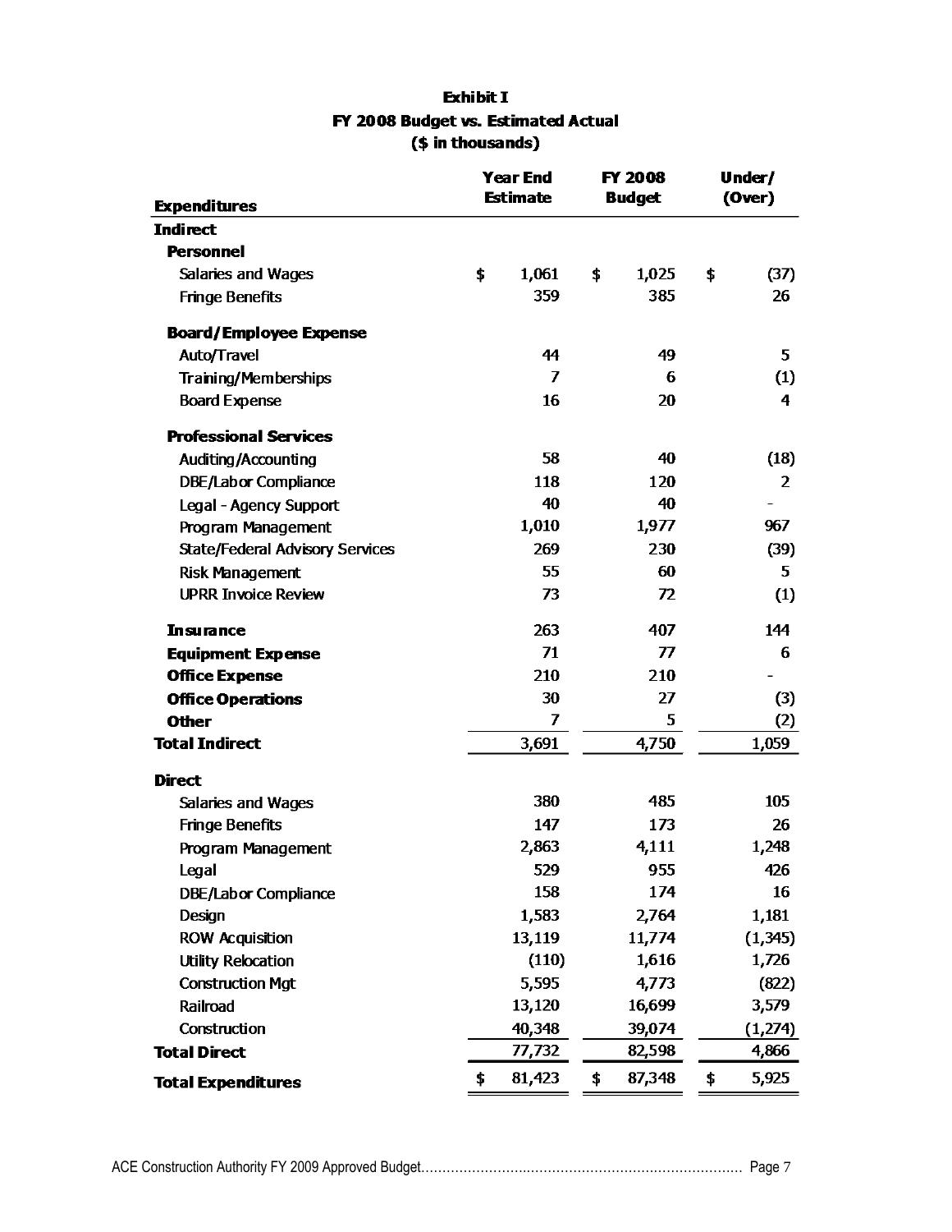# Exhibit I
## FY 2008 Budget vs. Estimated Actual
### ($ in thousands)

| Expenditures | Year End Estimate | FY 2008 Budget | Under/ (Over) |
|---|---|---|---|
| **Indirect** | | | |
| **Personnel** | | | |
| Salaries and Wages | $ 1,061 | $ 1,025 | $ (37) |
| Fringe Benefits | 359 | 385 | 26 |
| **Board/Employee Expense** | | | |
| Auto/Travel | 44 | 49 | 5 |
| Training/Memberships | 7 | 6 | (1) |
| Board Expense | 16 | 20 | 4 |
| **Professional Services** | | | |
| Auditing/Accounting | 58 | 40 | (18) |
| DBE/Labor Compliance | 118 | 120 | 2 |
| Legal - Agency Support | 40 | 40 | - |
| Program Management | 1,010 | 1,977 | 967 |
| State/Federal Advisory Services | 269 | 230 | (39) |
| Risk Management | 55 | 60 | 5 |
| UPRR Invoice Review | 73 | 72 | (1) |
| **Insurance** | 263 | 407 | 144 |
| **Equipment Expense** | 71 | 77 | 6 |
| **Office Expense** | 210 | 210 | - |
| **Office Operations** | 30 | 27 | (3) |
| **Other** | 7 | 5 | (2) |
| **Total Indirect** | 3,691 | 4,750 | 1,059 |
| **Direct** | | | |
| Salaries and Wages | 380 | 485 | 105 |
| Fringe Benefits | 147 | 173 | 26 |
| Program Management | 2,863 | 4,111 | 1,248 |
| Legal | 529 | 955 | 426 |
| DBE/Labor Compliance | 158 | 174 | 16 |
| Design | 1,583 | 2,764 | 1,181 |
| ROW Acquisition | 13,119 | 11,774 | (1,345) |
| Utility Relocation | (110) | 1,616 | 1,726 |
| Construction Mgt | 5,595 | 4,773 | (822) |
| Railroad | 13,120 | 16,699 | 3,579 |
| Construction | 40,348 | 39,074 | (1,274) |
| **Total Direct** | 77,732 | 82,598 | 4,866 |
| **Total Expenditures** | $ 81,423 | $ 87,348 | $ 5,925 |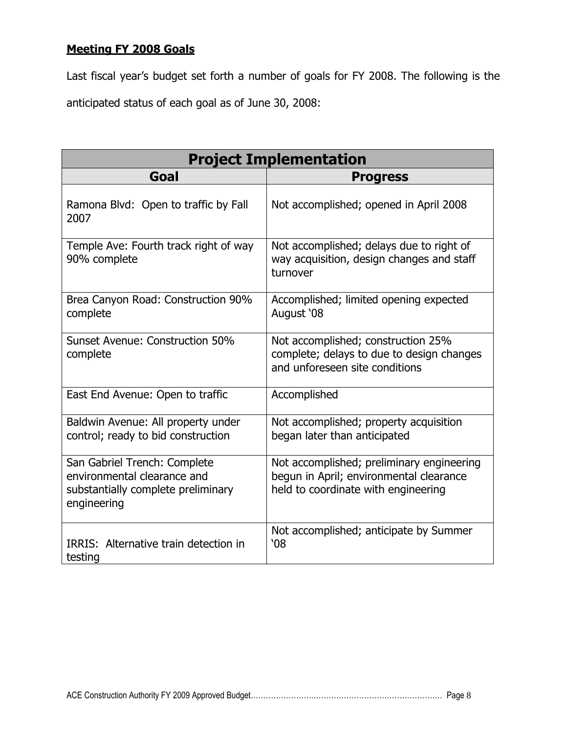**Meeting FY 2008 Goals**

Last fiscal year's budget set forth a number of goals for FY 2008. The following is the anticipated status of each goal as of June 30, 2008:

| Project Implementation | |
|---|---|
| **Goal** | **Progress** |
| Ramona Blvd: Open to traffic by Fall 2007 | Not accomplished; opened in April 2008 |
| Temple Ave: Fourth track right of way 90% complete | Not accomplished; delays due to right of way acquisition, design changes and staff turnover |
| Brea Canyon Road: Construction 90% complete | Accomplished; limited opening expected August '08 |
| Sunset Avenue: Construction 50% complete | Not accomplished; construction 25% complete; delays to due to design changes and unforeseen site conditions |
| East End Avenue: Open to traffic | Accomplished |
| Baldwin Avenue: All property under control; ready to bid construction | Not accomplished; property acquisition began later than anticipated |
| San Gabriel Trench: Complete environmental clearance and substantially complete preliminary engineering | Not accomplished; preliminary engineering begun in April; environmental clearance held to coordinate with engineering |
| IRRIS: Alternative train detection in testing | Not accomplished; anticipate by Summer '08 |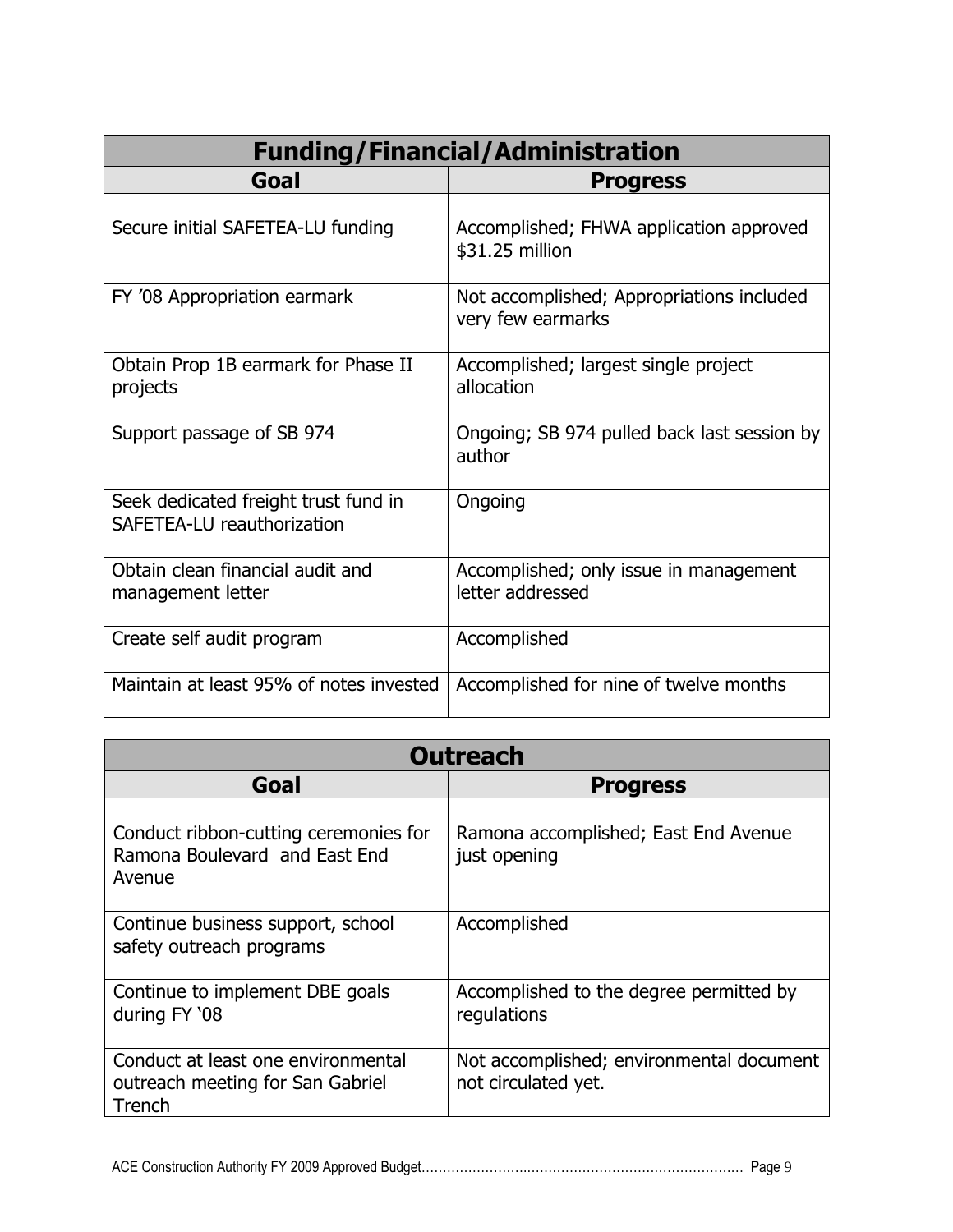| Funding/Financial/Administration | |
| --- | --- |
| **Goal** | **Progress** |
| Secure initial SAFETEA-LU funding | Accomplished; FHWA application approved $31.25 million |
| FY '08 Appropriation earmark | Not accomplished; Appropriations included very few earmarks |
| Obtain Prop 1B earmark for Phase II projects | Accomplished; largest single project allocation |
| Support passage of SB 974 | Ongoing; SB 974 pulled back last session by author |
| Seek dedicated freight trust fund in SAFETEA-LU reauthorization | Ongoing |
| Obtain clean financial audit and management letter | Accomplished; only issue in management letter addressed |
| Create self audit program | Accomplished |
| Maintain at least 95% of notes invested | Accomplished for nine of twelve months |

| Outreach | |
| --- | --- |
| **Goal** | **Progress** |
| Conduct ribbon-cutting ceremonies for Ramona Boulevard and East End Avenue | Ramona accomplished; East End Avenue just opening |
| Continue business support, school safety outreach programs | Accomplished |
| Continue to implement DBE goals during FY '08 | Accomplished to the degree permitted by regulations |
| Conduct at least one environmental outreach meeting for San Gabriel Trench | Not accomplished; environmental document not circulated yet. |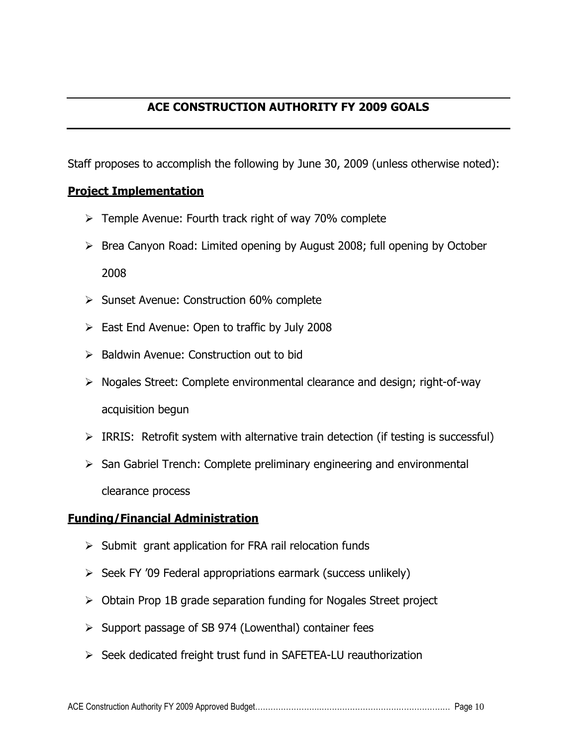## ACE CONSTRUCTION AUTHORITY FY 2009 GOALS

Staff proposes to accomplish the following by June 30, 2009 (unless otherwise noted):

**Project Implementation**

- Temple Avenue: Fourth track right of way 70% complete
- Brea Canyon Road: Limited opening by August 2008; full opening by October 2008
- Sunset Avenue: Construction 60% complete
- East End Avenue: Open to traffic by July 2008
- Baldwin Avenue: Construction out to bid
- Nogales Street: Complete environmental clearance and design; right-of-way acquisition begun
- IRRIS: Retrofit system with alternative train detection (if testing is successful)
- San Gabriel Trench: Complete preliminary engineering and environmental clearance process

**Funding/Financial Administration**

- Submit grant application for FRA rail relocation funds
- Seek FY '09 Federal appropriations earmark (success unlikely)
- Obtain Prop 1B grade separation funding for Nogales Street project
- Support passage of SB 974 (Lowenthal) container fees
- Seek dedicated freight trust fund in SAFETEA-LU reauthorization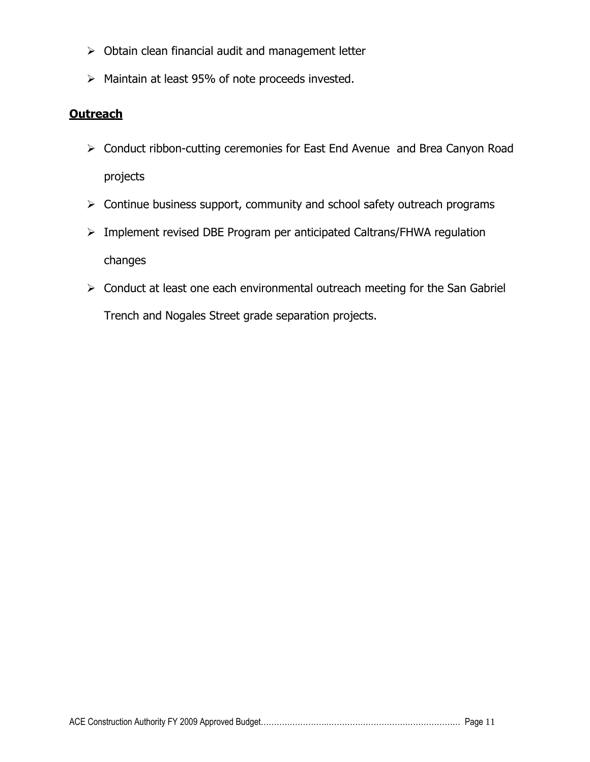- Obtain clean financial audit and management letter
- Maintain at least 95% of note proceeds invested.

**Outreach**

- Conduct ribbon-cutting ceremonies for East End Avenue and Brea Canyon Road projects
- Continue business support, community and school safety outreach programs
- Implement revised DBE Program per anticipated Caltrans/FHWA regulation changes
- Conduct at least one each environmental outreach meeting for the San Gabriel Trench and Nogales Street grade separation projects.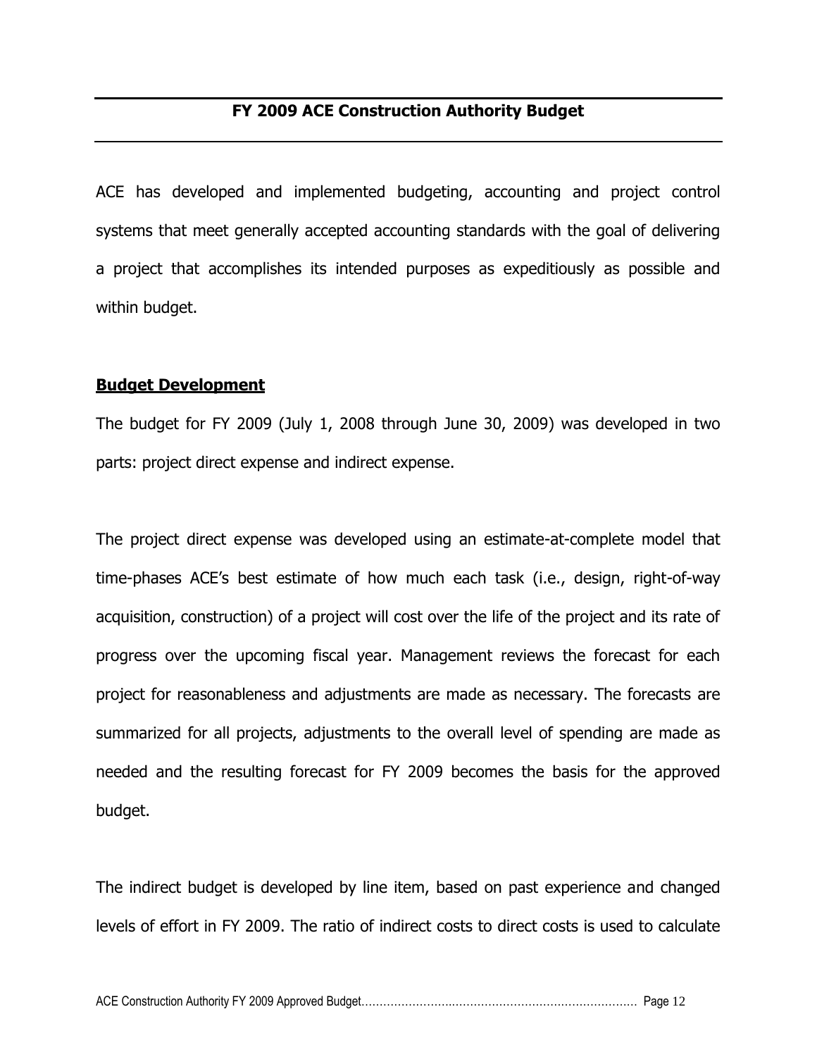## FY 2009 ACE Construction Authority Budget

ACE has developed and implemented budgeting, accounting and project control systems that meet generally accepted accounting standards with the goal of delivering a project that accomplishes its intended purposes as expeditiously as possible and within budget.

### Budget Development

The budget for FY 2009 (July 1, 2008 through June 30, 2009) was developed in two parts: project direct expense and indirect expense.

The project direct expense was developed using an estimate-at-complete model that time-phases ACE's best estimate of how much each task (i.e., design, right-of-way acquisition, construction) of a project will cost over the life of the project and its rate of progress over the upcoming fiscal year. Management reviews the forecast for each project for reasonableness and adjustments are made as necessary. The forecasts are summarized for all projects, adjustments to the overall level of spending are made as needed and the resulting forecast for FY 2009 becomes the basis for the approved budget.

The indirect budget is developed by line item, based on past experience and changed levels of effort in FY 2009. The ratio of indirect costs to direct costs is used to calculate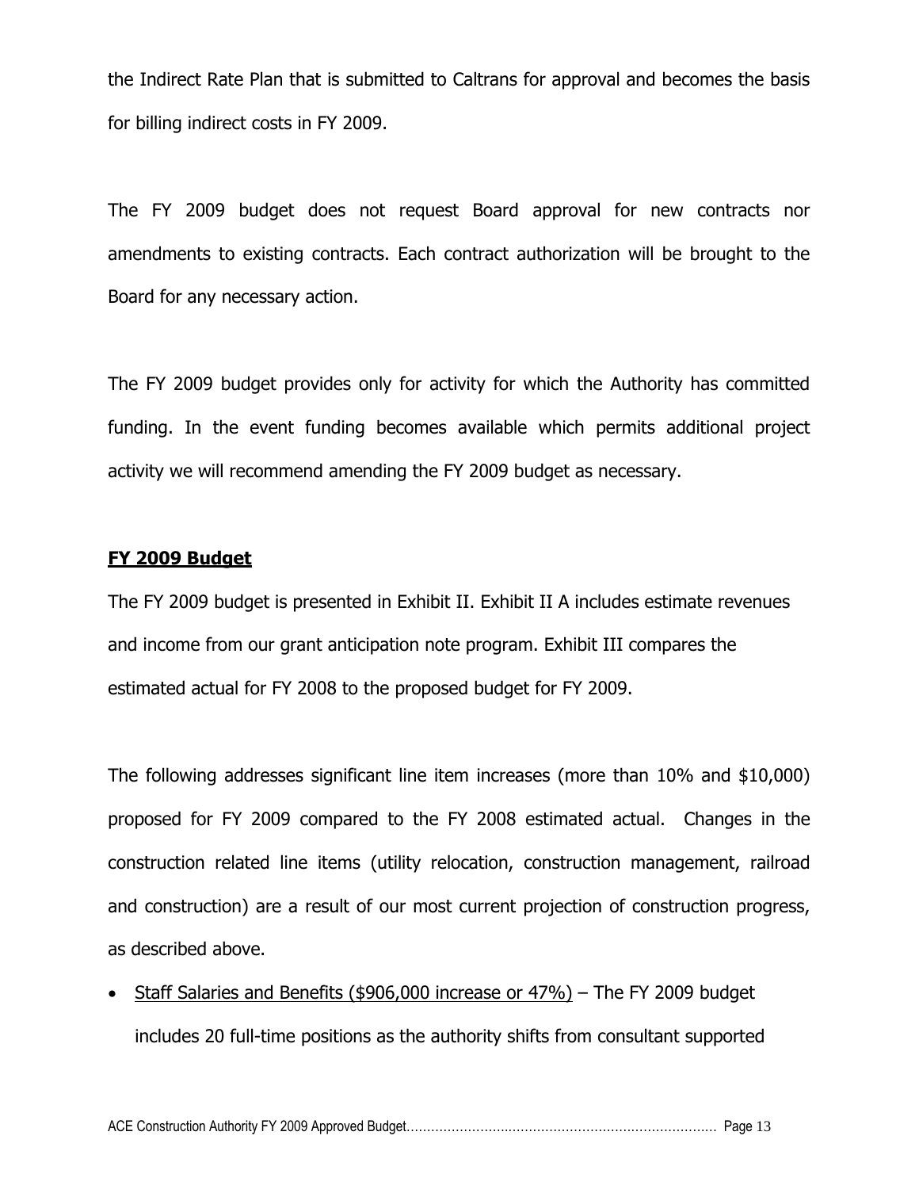the Indirect Rate Plan that is submitted to Caltrans for approval and becomes the basis for billing indirect costs in FY 2009.

The FY 2009 budget does not request Board approval for new contracts nor amendments to existing contracts. Each contract authorization will be brought to the Board for any necessary action.

The FY 2009 budget provides only for activity for which the Authority has committed funding. In the event funding becomes available which permits additional project activity we will recommend amending the FY 2009 budget as necessary.

**FY 2009 Budget**

The FY 2009 budget is presented in Exhibit II. Exhibit II A includes estimate revenues and income from our grant anticipation note program. Exhibit III compares the estimated actual for FY 2008 to the proposed budget for FY 2009.

The following addresses significant line item increases (more than 10% and $10,000) proposed for FY 2009 compared to the FY 2008 estimated actual. Changes in the construction related line items (utility relocation, construction management, railroad and construction) are a result of our most current projection of construction progress, as described above.

- Staff Salaries and Benefits ($906,000 increase or 47%) – The FY 2009 budget includes 20 full-time positions as the authority shifts from consultant supported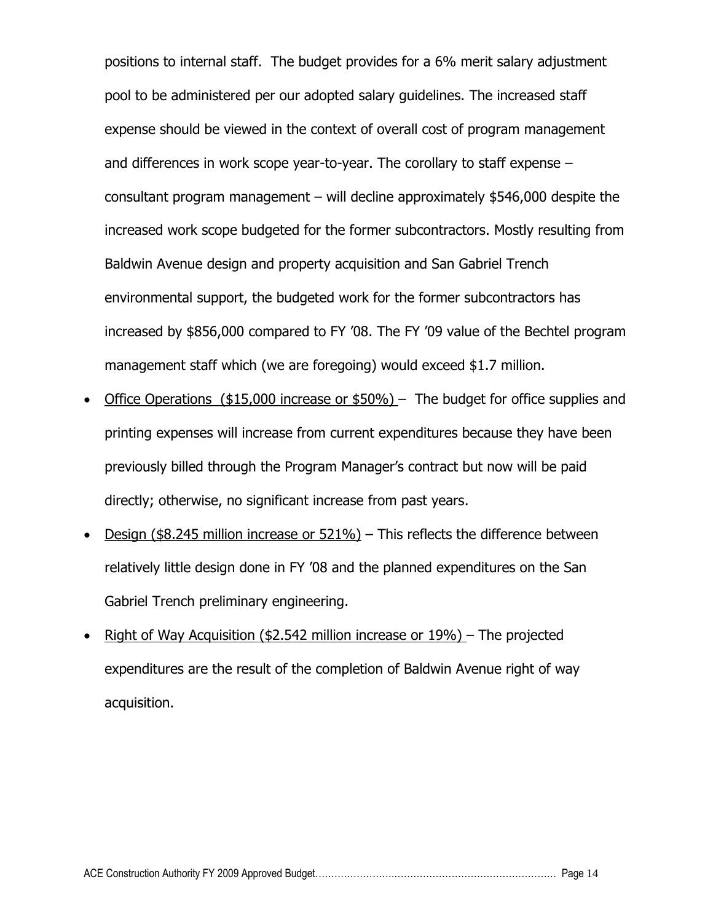positions to internal staff. The budget provides for a 6% merit salary adjustment pool to be administered per our adopted salary guidelines. The increased staff expense should be viewed in the context of overall cost of program management and differences in work scope year-to-year. The corollary to staff expense – consultant program management – will decline approximately $546,000 despite the increased work scope budgeted for the former subcontractors. Mostly resulting from Baldwin Avenue design and property acquisition and San Gabriel Trench environmental support, the budgeted work for the former subcontractors has increased by $856,000 compared to FY '08. The FY '09 value of the Bechtel program management staff which (we are foregoing) would exceed $1.7 million.

- <u>Office Operations ($15,000 increase or $50%)</u> – The budget for office supplies and printing expenses will increase from current expenditures because they have been previously billed through the Program Manager's contract but now will be paid directly; otherwise, no significant increase from past years.
- <u>Design ($8.245 million increase or 521%)</u> – This reflects the difference between relatively little design done in FY '08 and the planned expenditures on the San Gabriel Trench preliminary engineering.
- <u>Right of Way Acquisition ($2.542 million increase or 19%)</u> – The projected expenditures are the result of the completion of Baldwin Avenue right of way acquisition.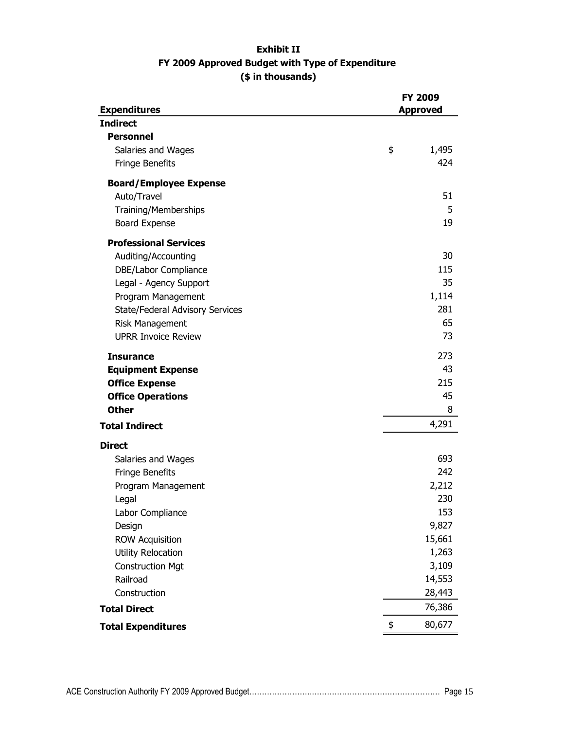# Exhibit II

## FY 2009 Approved Budget with Type of Expenditure

### ($ in thousands)

| Expenditures | FY 2009 Approved |
|---|---|
| **Indirect** | |
| **Personnel** | |
| Salaries and Wages | $ 1,495 |
| Fringe Benefits | 424 |
| **Board/Employee Expense** | |
| Auto/Travel | 51 |
| Training/Memberships | 5 |
| Board Expense | 19 |
| **Professional Services** | |
| Auditing/Accounting | 30 |
| DBE/Labor Compliance | 115 |
| Legal - Agency Support | 35 |
| Program Management | 1,114 |
| State/Federal Advisory Services | 281 |
| Risk Management | 65 |
| UPRR Invoice Review | 73 |
| **Insurance** | 273 |
| **Equipment Expense** | 43 |
| **Office Expense** | 215 |
| **Office Operations** | 45 |
| **Other** | 8 |
| **Total Indirect** | 4,291 |
| **Direct** | |
| Salaries and Wages | 693 |
| Fringe Benefits | 242 |
| Program Management | 2,212 |
| Legal | 230 |
| Labor Compliance | 153 |
| Design | 9,827 |
| ROW Acquisition | 15,661 |
| Utility Relocation | 1,263 |
| Construction Mgt | 3,109 |
| Railroad | 14,553 |
| Construction | 28,443 |
| **Total Direct** | 76,386 |
| **Total Expenditures** | $ 80,677 |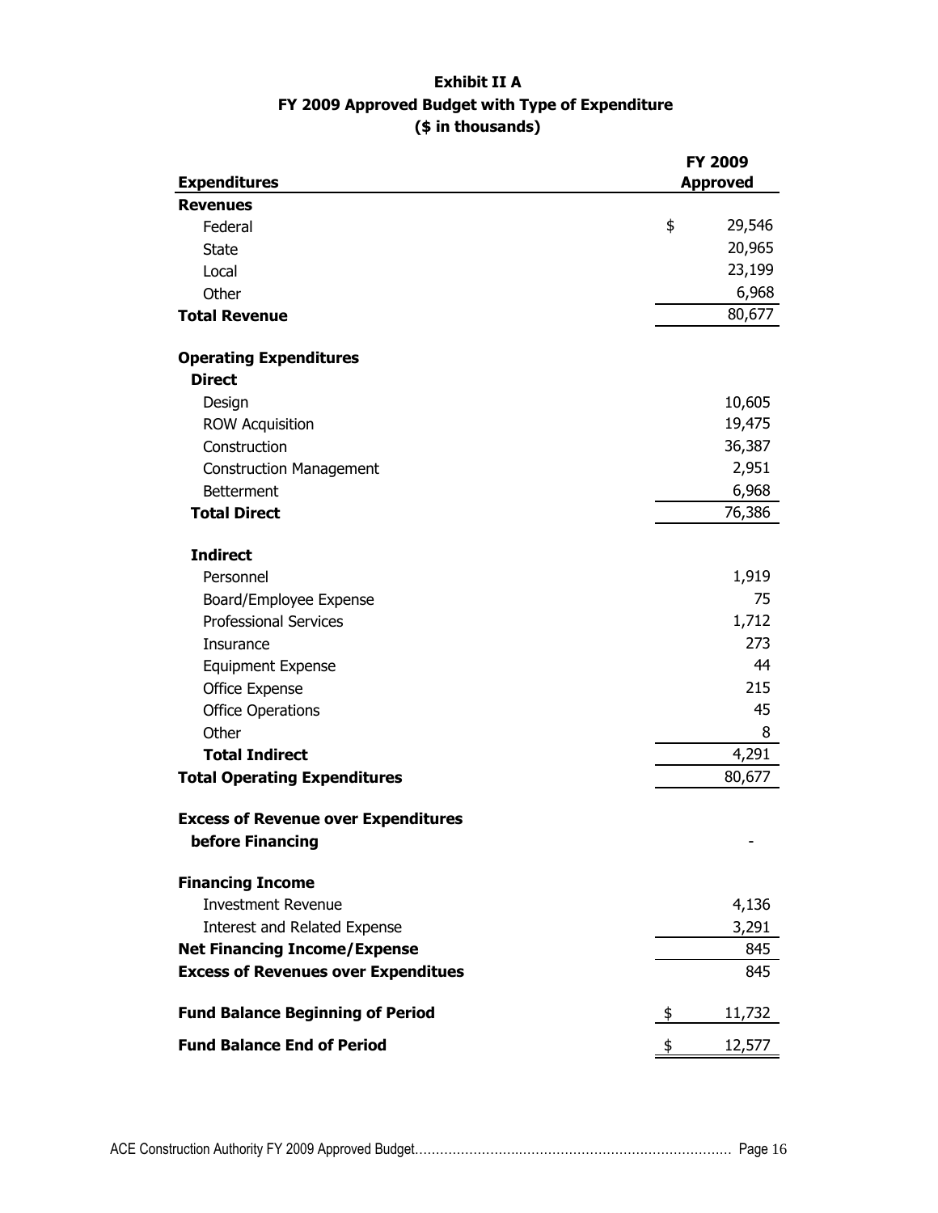**Exhibit II A**
**FY 2009 Approved Budget with Type of Expenditure**
**($ in thousands)**

| **Expenditures** | **FY 2009 Approved** |
|---|---|
| **Revenues** | |
| Federal | $ 29,546 |
| State | 20,965 |
| Local | 23,199 |
| Other | 6,968 |
| **Total Revenue** | 80,677 |
| | |
| **Operating Expenditures** | |
| **Direct** | |
| Design | 10,605 |
| ROW Acquisition | 19,475 |
| Construction | 36,387 |
| Construction Management | 2,951 |
| Betterment | 6,968 |
| **Total Direct** | 76,386 |
| | |
| **Indirect** | |
| Personnel | 1,919 |
| Board/Employee Expense | 75 |
| Professional Services | 1,712 |
| Insurance | 273 |
| Equipment Expense | 44 |
| Office Expense | 215 |
| Office Operations | 45 |
| Other | 8 |
| **Total Indirect** | 4,291 |
| **Total Operating Expenditures** | 80,677 |
| | |
| **Excess of Revenue over Expenditures before Financing** | - |
| | |
| **Financing Income** | |
| Investment Revenue | 4,136 |
| Interest and Related Expense | 3,291 |
| **Net Financing Income/Expense** | 845 |
| **Excess of Revenues over Expenditues** | 845 |
| | |
| **Fund Balance Beginning of Period** | $ 11,732 |
| | |
| **Fund Balance End of Period** | $ 12,577 |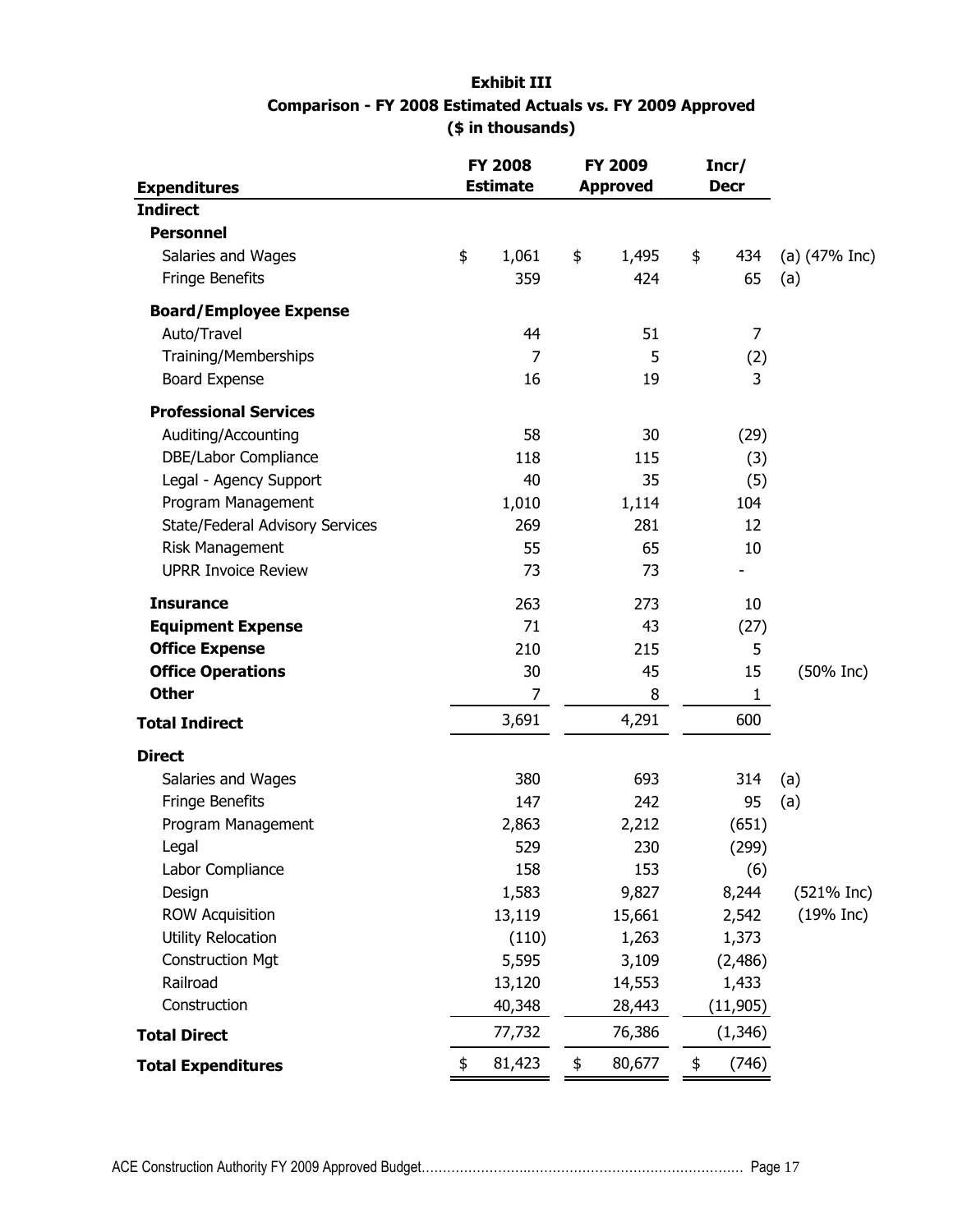**Exhibit III**
**Comparison - FY 2008 Estimated Actuals vs. FY 2009 Approved**
**($ in thousands)**

| Expenditures | FY 2008 Estimate | FY 2009 Approved | Incr/ Decr | |
|---|---|---|---|---|
| **Indirect** | | | | |
| **Personnel** | | | | |
| Salaries and Wages | $ 1,061 | $ 1,495 | $ 434 | (a) (47% Inc) |
| Fringe Benefits | 359 | 424 | 65 | (a) |
| **Board/Employee Expense** | | | | |
| Auto/Travel | 44 | 51 | 7 | |
| Training/Memberships | 7 | 5 | (2) | |
| Board Expense | 16 | 19 | 3 | |
| **Professional Services** | | | | |
| Auditing/Accounting | 58 | 30 | (29) | |
| DBE/Labor Compliance | 118 | 115 | (3) | |
| Legal - Agency Support | 40 | 35 | (5) | |
| Program Management | 1,010 | 1,114 | 104 | |
| State/Federal Advisory Services | 269 | 281 | 12 | |
| Risk Management | 55 | 65 | 10 | |
| UPRR Invoice Review | 73 | 73 | - | |
| **Insurance** | 263 | 273 | 10 | |
| **Equipment Expense** | 71 | 43 | (27) | |
| **Office Expense** | 210 | 215 | 5 | |
| **Office Operations** | 30 | 45 | 15 | (50% Inc) |
| **Other** | 7 | 8 | 1 | |
| **Total Indirect** | 3,691 | 4,291 | 600 | |
| **Direct** | | | | |
| Salaries and Wages | 380 | 693 | 314 | (a) |
| Fringe Benefits | 147 | 242 | 95 | (a) |
| Program Management | 2,863 | 2,212 | (651) | |
| Legal | 529 | 230 | (299) | |
| Labor Compliance | 158 | 153 | (6) | |
| Design | 1,583 | 9,827 | 8,244 | (521% Inc) |
| ROW Acquisition | 13,119 | 15,661 | 2,542 | (19% Inc) |
| Utility Relocation | (110) | 1,263 | 1,373 | |
| Construction Mgt | 5,595 | 3,109 | (2,486) | |
| Railroad | 13,120 | 14,553 | 1,433 | |
| Construction | 40,348 | 28,443 | (11,905) | |
| **Total Direct** | 77,732 | 76,386 | (1,346) | |
| **Total Expenditures** | $ 81,423 | $ 80,677 | $ (746) | |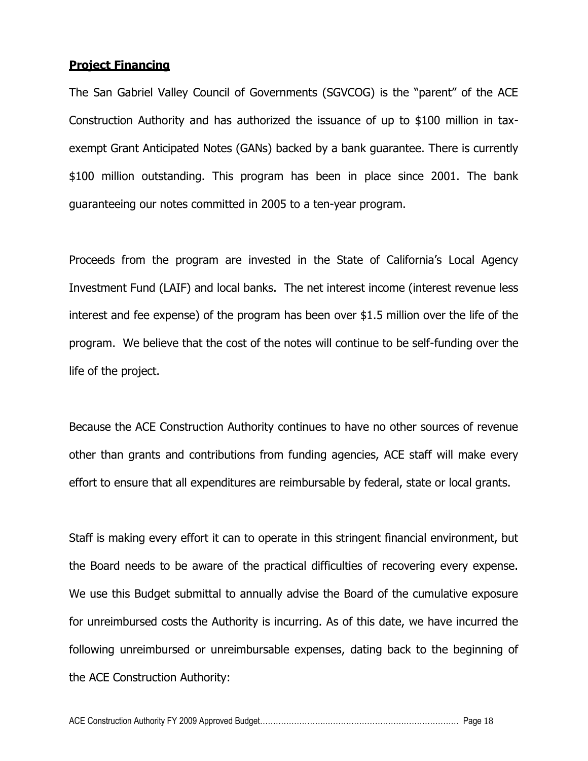## Project Financing

The San Gabriel Valley Council of Governments (SGVCOG) is the "parent" of the ACE Construction Authority and has authorized the issuance of up to $100 million in tax-exempt Grant Anticipated Notes (GANs) backed by a bank guarantee. There is currently $100 million outstanding. This program has been in place since 2001. The bank guaranteeing our notes committed in 2005 to a ten-year program.

Proceeds from the program are invested in the State of California's Local Agency Investment Fund (LAIF) and local banks. The net interest income (interest revenue less interest and fee expense) of the program has been over $1.5 million over the life of the program. We believe that the cost of the notes will continue to be self-funding over the life of the project.

Because the ACE Construction Authority continues to have no other sources of revenue other than grants and contributions from funding agencies, ACE staff will make every effort to ensure that all expenditures are reimbursable by federal, state or local grants.

Staff is making every effort it can to operate in this stringent financial environment, but the Board needs to be aware of the practical difficulties of recovering every expense. We use this Budget submittal to annually advise the Board of the cumulative exposure for unreimbursed costs the Authority is incurring. As of this date, we have incurred the following unreimbursed or unreimbursable expenses, dating back to the beginning of the ACE Construction Authority: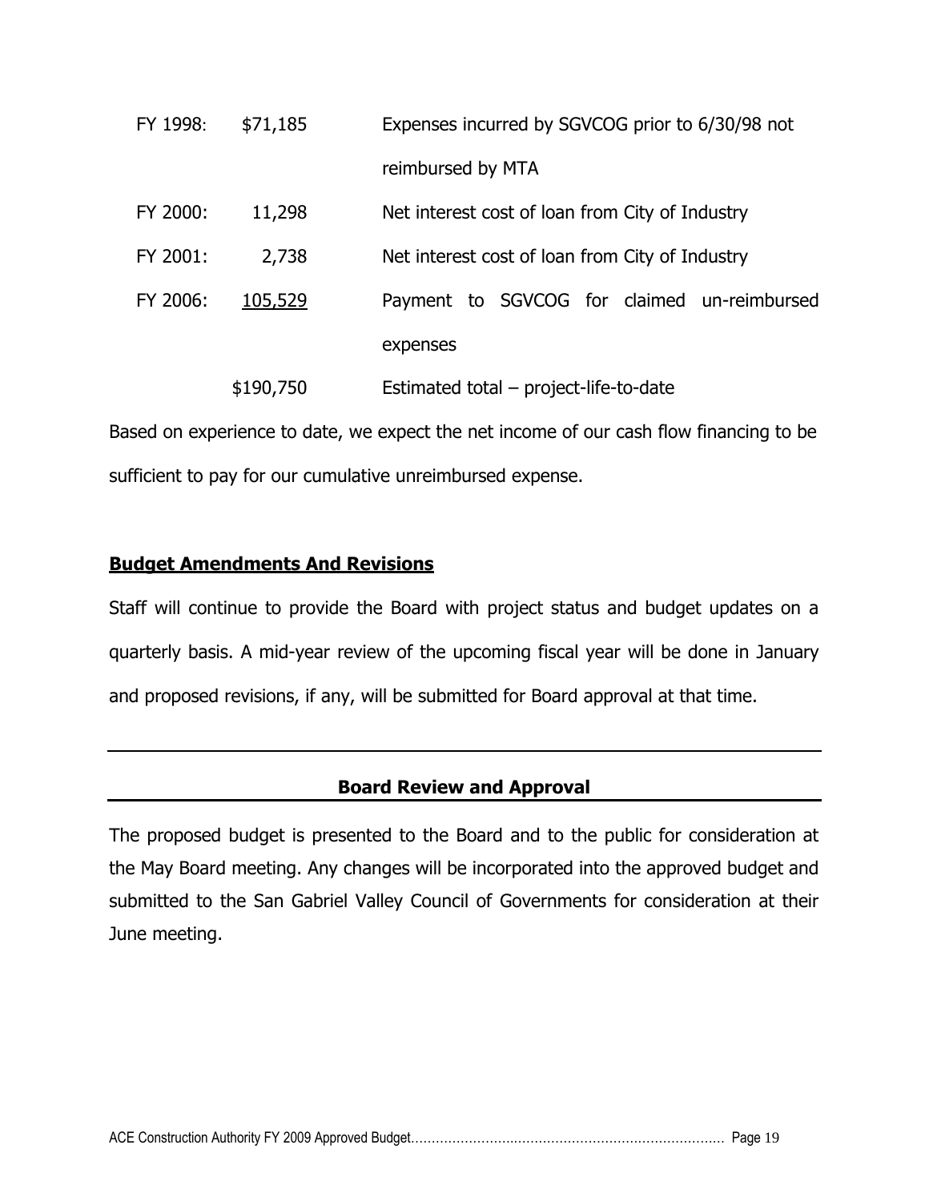| | | |
|---|---|---|
| FY 1998: | \$71,185 | Expenses incurred by SGVCOG prior to 6/30/98 not reimbursed by MTA |
| FY 2000: | 11,298 | Net interest cost of loan from City of Industry |
| FY 2001: | 2,738 | Net interest cost of loan from City of Industry |
| FY 2006: | 105,529 | Payment to SGVCOG for claimed un-reimbursed expenses |
| | \$190,750 | Estimated total – project-life-to-date |

Based on experience to date, we expect the net income of our cash flow financing to be sufficient to pay for our cumulative unreimbursed expense.

## Budget Amendments And Revisions

Staff will continue to provide the Board with project status and budget updates on a quarterly basis. A mid-year review of the upcoming fiscal year will be done in January and proposed revisions, if any, will be submitted for Board approval at that time.

## Board Review and Approval

The proposed budget is presented to the Board and to the public for consideration at the May Board meeting. Any changes will be incorporated into the approved budget and submitted to the San Gabriel Valley Council of Governments for consideration at their June meeting.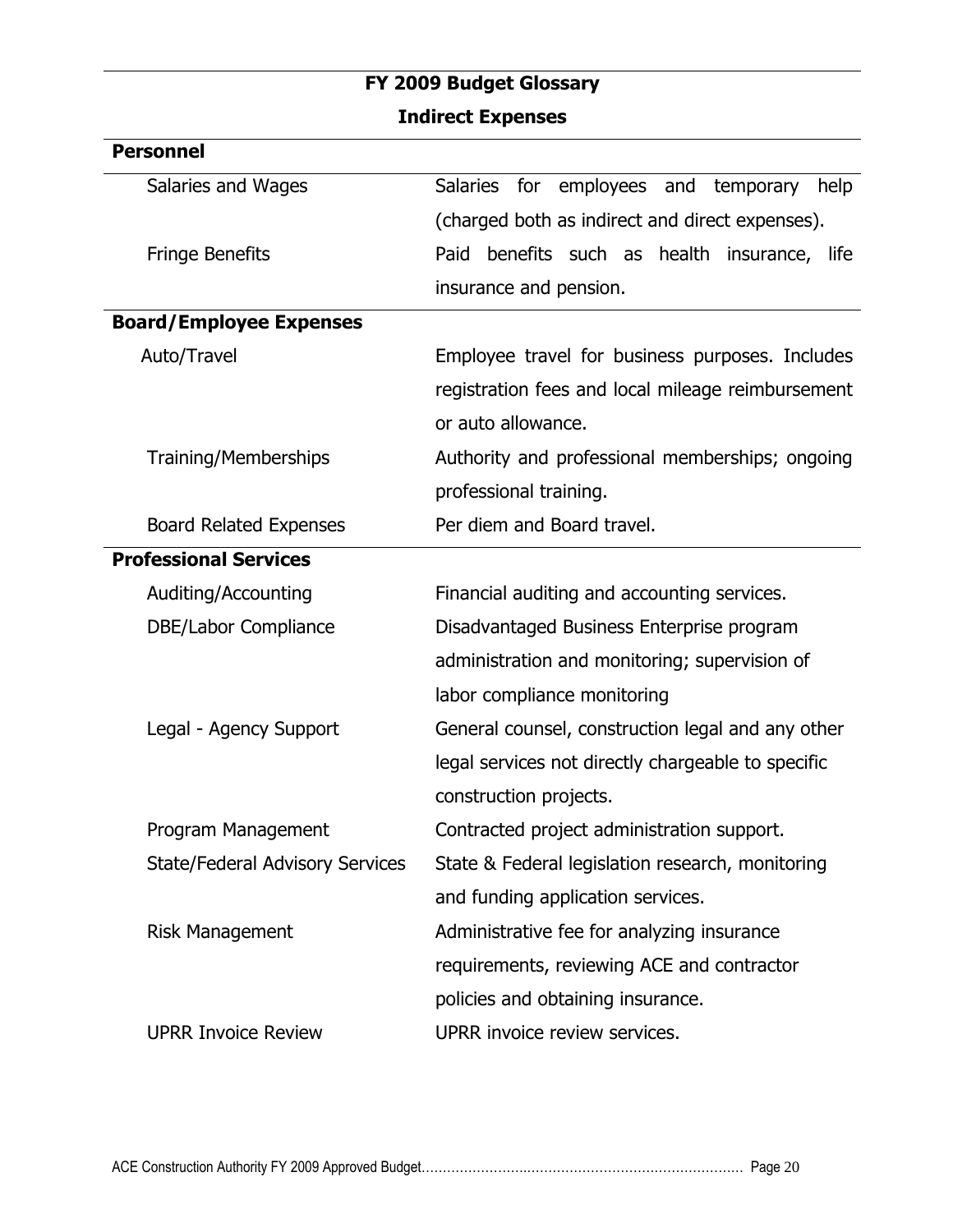## FY 2009 Budget Glossary

### Indirect Expenses

| | |
|---|---|
| **Personnel** | |
| Salaries and Wages | Salaries for employees and temporary help (charged both as indirect and direct expenses). |
| Fringe Benefits | Paid benefits such as health insurance, life insurance and pension. |
| **Board/Employee Expenses** | |
| Auto/Travel | Employee travel for business purposes. Includes registration fees and local mileage reimbursement or auto allowance. |
| Training/Memberships | Authority and professional memberships; ongoing professional training. |
| Board Related Expenses | Per diem and Board travel. |
| **Professional Services** | |
| Auditing/Accounting | Financial auditing and accounting services. |
| DBE/Labor Compliance | Disadvantaged Business Enterprise program administration and monitoring; supervision of labor compliance monitoring |
| Legal - Agency Support | General counsel, construction legal and any other legal services not directly chargeable to specific construction projects. |
| Program Management | Contracted project administration support. |
| State/Federal Advisory Services | State & Federal legislation research, monitoring and funding application services. |
| Risk Management | Administrative fee for analyzing insurance requirements, reviewing ACE and contractor policies and obtaining insurance. |
| UPRR Invoice Review | UPRR invoice review services. |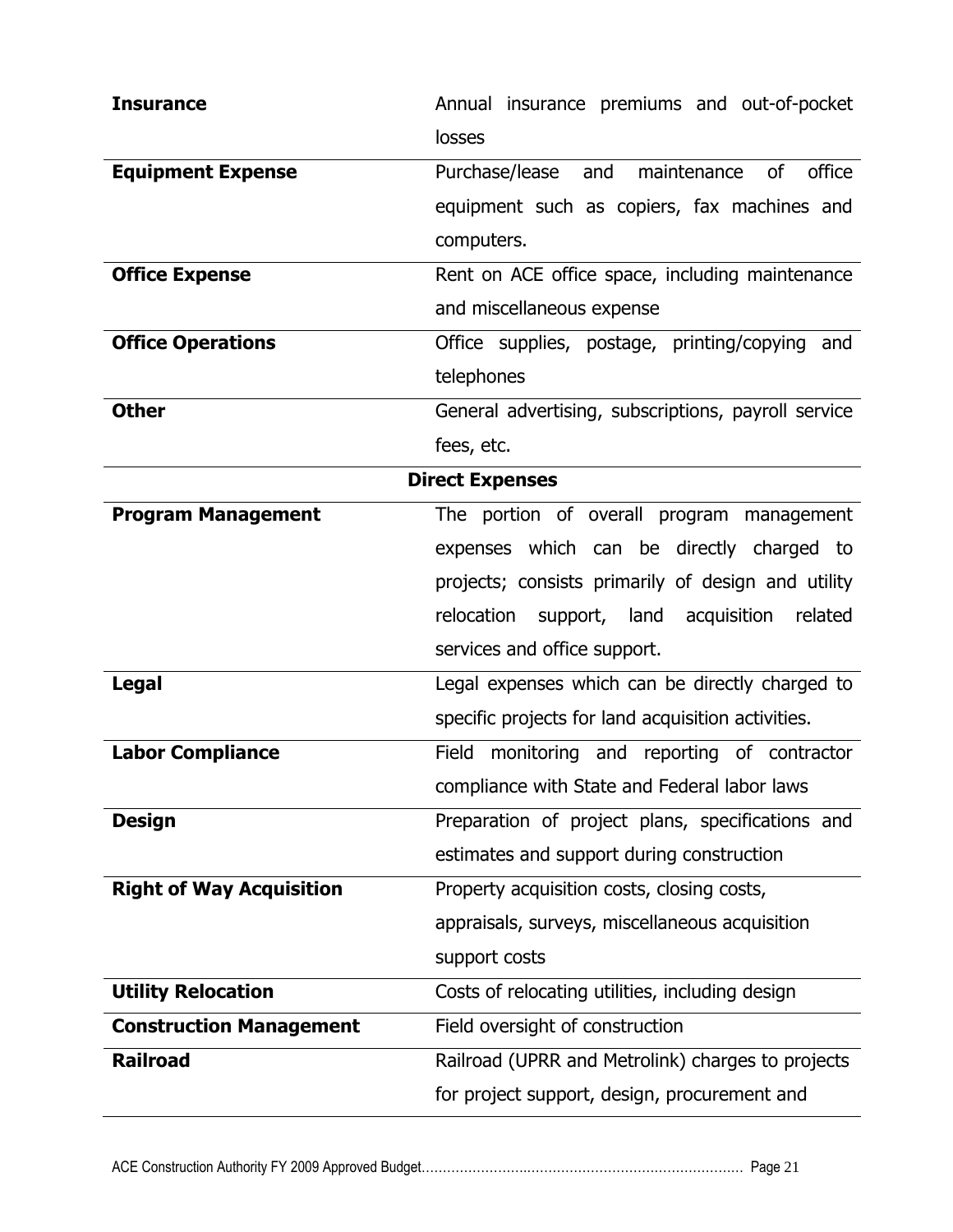| | |
|---|---|
| **Insurance** | Annual insurance premiums and out-of-pocket losses |
| **Equipment Expense** | Purchase/lease and maintenance of office equipment such as copiers, fax machines and computers. |
| **Office Expense** | Rent on ACE office space, including maintenance and miscellaneous expense |
| **Office Operations** | Office supplies, postage, printing/copying and telephones |
| **Other** | General advertising, subscriptions, payroll service fees, etc. |
| **Direct Expenses** | |
| **Program Management** | The portion of overall program management expenses which can be directly charged to projects; consists primarily of design and utility relocation support, land acquisition related services and office support. |
| **Legal** | Legal expenses which can be directly charged to specific projects for land acquisition activities. |
| **Labor Compliance** | Field monitoring and reporting of contractor compliance with State and Federal labor laws |
| **Design** | Preparation of project plans, specifications and estimates and support during construction |
| **Right of Way Acquisition** | Property acquisition costs, closing costs, appraisals, surveys, miscellaneous acquisition support costs |
| **Utility Relocation** | Costs of relocating utilities, including design |
| **Construction Management** | Field oversight of construction |
| **Railroad** | Railroad (UPRR and Metrolink) charges to projects for project support, design, procurement and |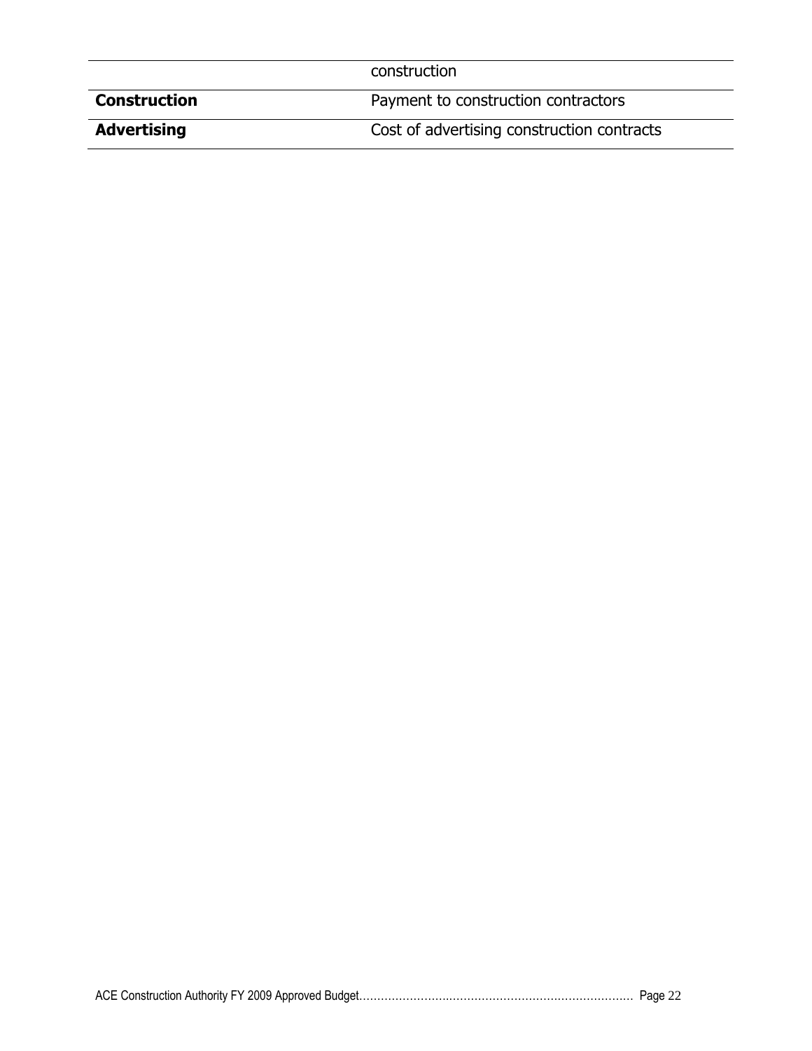| | |
|---|---|
| | construction |
| **Construction** | Payment to construction contractors |
| **Advertising** | Cost of advertising construction contracts |